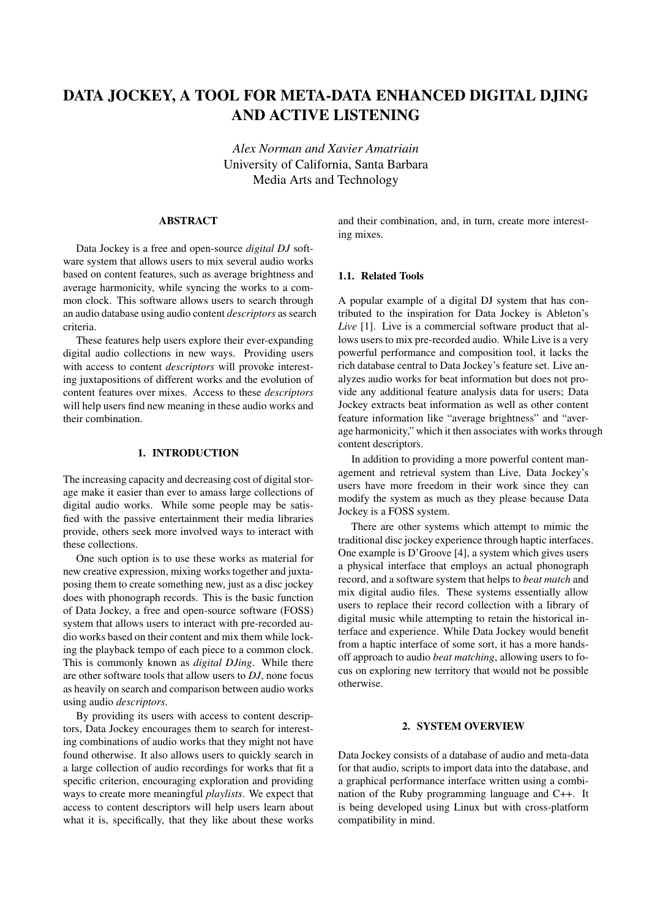# DATA JOCKEY, A TOOL FOR META-DATA ENHANCED DIGITAL DJING AND ACTIVE LISTENING

*Alex Norman and Xavier Amatriain*
University of California, Santa Barbara
Media Arts and Technology

## ABSTRACT

Data Jockey is a free and open-source *digital DJ* software system that allows users to mix several audio works based on content features, such as average brightness and average harmonicity, while syncing the works to a common clock. This software allows users to search through an audio database using audio content *descriptors* as search criteria.

These features help users explore their ever-expanding digital audio collections in new ways. Providing users with access to content *descriptors* will provoke interesting juxtapositions of different works and the evolution of content features over mixes. Access to these *descriptors* will help users find new meaning in these audio works and their combination.

## 1. INTRODUCTION

The increasing capacity and decreasing cost of digital storage make it easier than ever to amass large collections of digital audio works. While some people may be satisfied with the passive entertainment their media libraries provide, others seek more involved ways to interact with these collections.

One such option is to use these works as material for new creative expression, mixing works together and juxtaposing them to create something new, just as a disc jockey does with phonograph records. This is the basic function of Data Jockey, a free and open-source software (FOSS) system that allows users to interact with pre-recorded audio works based on their content and mix them while locking the playback tempo of each piece to a common clock. This is commonly known as *digital DJing*. While there are other software tools that allow users to *DJ*, none focus as heavily on search and comparison between audio works using audio *descriptors*.

By providing its users with access to content descriptors, Data Jockey encourages them to search for interesting combinations of audio works that they might not have found otherwise. It also allows users to quickly search in a large collection of audio recordings for works that fit a specific criterion, encouraging exploration and providing ways to create more meaningful *playlists*. We expect that access to content descriptors will help users learn about what it is, specifically, that they like about these works and their combination, and, in turn, create more interesting mixes.

### 1.1. Related Tools

A popular example of a digital DJ system that has contributed to the inspiration for Data Jockey is Ableton's *Live* [1]. Live is a commercial software product that allows users to mix pre-recorded audio. While Live is a very powerful performance and composition tool, it lacks the rich database central to Data Jockey's feature set. Live analyzes audio works for beat information but does not provide any additional feature analysis data for users; Data Jockey extracts beat information as well as other content feature information like "average brightness" and "average harmonicity," which it then associates with works through content descriptors.

In addition to providing a more powerful content management and retrieval system than Live, Data Jockey's users have more freedom in their work since they can modify the system as much as they please because Data Jockey is a FOSS system.

There are other systems which attempt to mimic the traditional disc jockey experience through haptic interfaces. One example is D'Groove [4], a system which gives users a physical interface that employs an actual phonograph record, and a software system that helps to *beat match* and mix digital audio files. These systems essentially allow users to replace their record collection with a library of digital music while attempting to retain the historical interface and experience. While Data Jockey would benefit from a haptic interface of some sort, it has a more hands-off approach to audio *beat matching*, allowing users to focus on exploring new territory that would not be possible otherwise.

## 2. SYSTEM OVERVIEW

Data Jockey consists of a database of audio and meta-data for that audio, scripts to import data into the database, and a graphical performance interface written using a combination of the Ruby programming language and C++. It is being developed using Linux but with cross-platform compatibility in mind.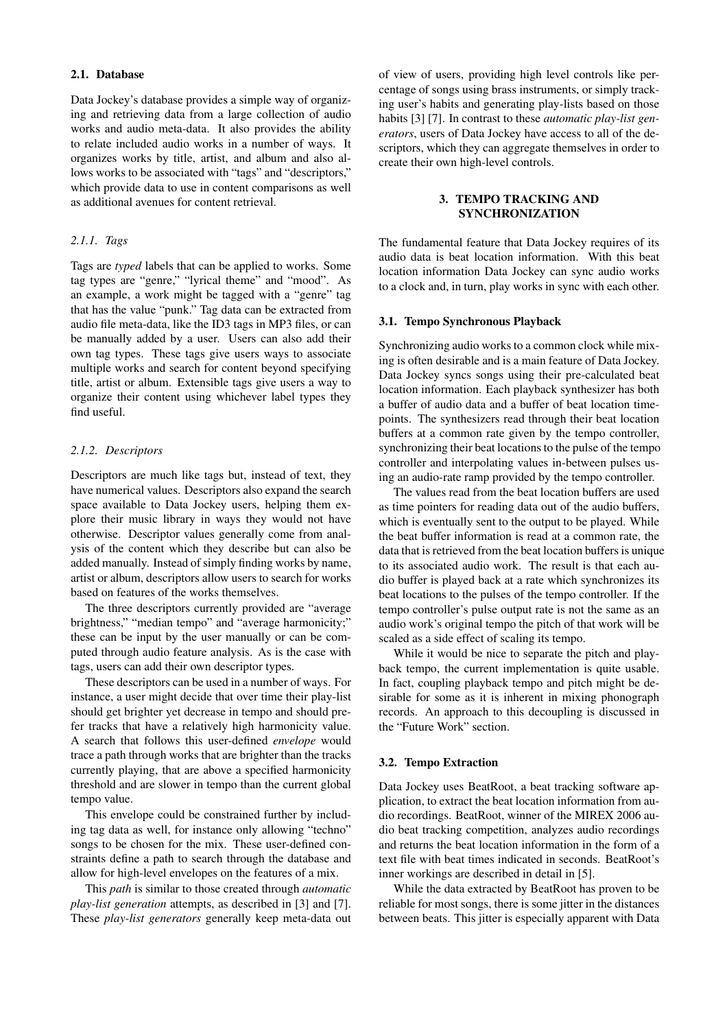### 2.1. Database

Data Jockey's database provides a simple way of organizing and retrieving data from a large collection of audio works and audio meta-data. It also provides the ability to relate included audio works in a number of ways. It organizes works by title, artist, and album and also allows works to be associated with "tags" and "descriptors," which provide data to use in content comparisons as well as additional avenues for content retrieval.

#### 2.1.1. Tags

Tags are *typed* labels that can be applied to works. Some tag types are "genre," "lyrical theme" and "mood". As an example, a work might be tagged with a "genre" tag that has the value "punk." Tag data can be extracted from audio file meta-data, like the ID3 tags in MP3 files, or can be manually added by a user. Users can also add their own tag types. These tags give users ways to associate multiple works and search for content beyond specifying title, artist or album. Extensible tags give users a way to organize their content using whichever label types they find useful.

#### 2.1.2. Descriptors

Descriptors are much like tags but, instead of text, they have numerical values. Descriptors also expand the search space available to Data Jockey users, helping them explore their music library in ways they would not have otherwise. Descriptor values generally come from analysis of the content which they describe but can also be added manually. Instead of simply finding works by name, artist or album, descriptors allow users to search for works based on features of the works themselves.

The three descriptors currently provided are "average brightness," "median tempo" and "average harmonicity;" these can be input by the user manually or can be computed through audio feature analysis. As is the case with tags, users can add their own descriptor types.

These descriptors can be used in a number of ways. For instance, a user might decide that over time their play-list should get brighter yet decrease in tempo and should prefer tracks that have a relatively high harmonicity value. A search that follows this user-defined *envelope* would trace a path through works that are brighter than the tracks currently playing, that are above a specified harmonicity threshold and are slower in tempo than the current global tempo value.

This envelope could be constrained further by including tag data as well, for instance only allowing "techno" songs to be chosen for the mix. These user-defined constraints define a path to search through the database and allow for high-level envelopes on the features of a mix.

This *path* is similar to those created through *automatic play-list generation* attempts, as described in [3] and [7]. These *play-list generators* generally keep meta-data out of view of users, providing high level controls like percentage of songs using brass instruments, or simply tracking user's habits and generating play-lists based on those habits [3] [7]. In contrast to these *automatic play-list generators*, users of Data Jockey have access to all of the descriptors, which they can aggregate themselves in order to create their own high-level controls.

## 3. TEMPO TRACKING AND SYNCHRONIZATION

The fundamental feature that Data Jockey requires of its audio data is beat location information. With this beat location information Data Jockey can sync audio works to a clock and, in turn, play works in sync with each other.

### 3.1. Tempo Synchronous Playback

Synchronizing audio works to a common clock while mixing is often desirable and is a main feature of Data Jockey. Data Jockey syncs songs using their pre-calculated beat location information. Each playback synthesizer has both a buffer of audio data and a buffer of beat location timepoints. The synthesizers read through their beat location buffers at a common rate given by the tempo controller, synchronizing their beat locations to the pulse of the tempo controller and interpolating values in-between pulses using an audio-rate ramp provided by the tempo controller.

The values read from the beat location buffers are used as time pointers for reading data out of the audio buffers, which is eventually sent to the output to be played. While the beat buffer information is read at a common rate, the data that is retrieved from the beat location buffers is unique to its associated audio work. The result is that each audio buffer is played back at a rate which synchronizes its beat locations to the pulses of the tempo controller. If the tempo controller's pulse output rate is not the same as an audio work's original tempo the pitch of that work will be scaled as a side effect of scaling its tempo.

While it would be nice to separate the pitch and playback tempo, the current implementation is quite usable. In fact, coupling playback tempo and pitch might be desirable for some as it is inherent in mixing phonograph records. An approach to this decoupling is discussed in the "Future Work" section.

### 3.2. Tempo Extraction

Data Jockey uses BeatRoot, a beat tracking software application, to extract the beat location information from audio recordings. BeatRoot, winner of the MIREX 2006 audio beat tracking competition, analyzes audio recordings and returns the beat location information in the form of a text file with beat times indicated in seconds. BeatRoot's inner workings are described in detail in [5].

While the data extracted by BeatRoot has proven to be reliable for most songs, there is some jitter in the distances between beats. This jitter is especially apparent with Data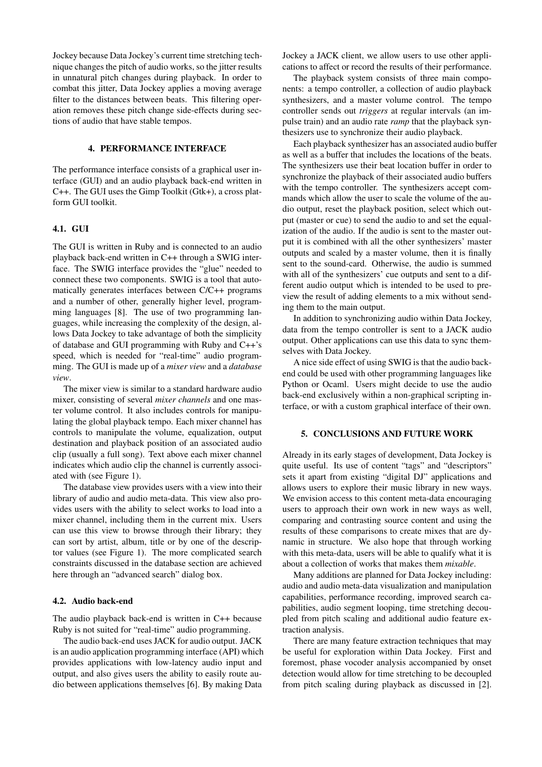Jockey because Data Jockey's current time stretching technique changes the pitch of audio works, so the jitter results in unnatural pitch changes during playback. In order to combat this jitter, Data Jockey applies a moving average filter to the distances between beats. This filtering operation removes these pitch change side-effects during sections of audio that have stable tempos.

## 4. PERFORMANCE INTERFACE

The performance interface consists of a graphical user interface (GUI) and an audio playback back-end written in C++. The GUI uses the Gimp Toolkit (Gtk+), a cross platform GUI toolkit.

### 4.1. GUI

The GUI is written in Ruby and is connected to an audio playback back-end written in C++ through a SWIG interface. The SWIG interface provides the "glue" needed to connect these two components. SWIG is a tool that automatically generates interfaces between C/C++ programs and a number of other, generally higher level, programming languages [8]. The use of two programming languages, while increasing the complexity of the design, allows Data Jockey to take advantage of both the simplicity of database and GUI programming with Ruby and C++'s speed, which is needed for "real-time" audio programming. The GUI is made up of a *mixer view* and a *database view*.

The mixer view is similar to a standard hardware audio mixer, consisting of several *mixer channels* and one master volume control. It also includes controls for manipulating the global playback tempo. Each mixer channel has controls to manipulate the volume, equalization, output destination and playback position of an associated audio clip (usually a full song). Text above each mixer channel indicates which audio clip the channel is currently associated with (see Figure 1).

The database view provides users with a view into their library of audio and audio meta-data. This view also provides users with the ability to select works to load into a mixer channel, including them in the current mix. Users can use this view to browse through their library; they can sort by artist, album, title or by one of the descriptor values (see Figure 1). The more complicated search constraints discussed in the database section are achieved here through an "advanced search" dialog box.

### 4.2. Audio back-end

The audio playback back-end is written in C++ because Ruby is not suited for "real-time" audio programming.

The audio back-end uses JACK for audio output. JACK is an audio application programming interface (API) which provides applications with low-latency audio input and output, and also gives users the ability to easily route audio between applications themselves [6]. By making Data Jockey a JACK client, we allow users to use other applications to affect or record the results of their performance.

The playback system consists of three main components: a tempo controller, a collection of audio playback synthesizers, and a master volume control. The tempo controller sends out *triggers* at regular intervals (an impulse train) and an audio rate *ramp* that the playback synthesizers use to synchronize their audio playback.

Each playback synthesizer has an associated audio buffer as well as a buffer that includes the locations of the beats. The synthesizers use their beat location buffer in order to synchronize the playback of their associated audio buffers with the tempo controller. The synthesizers accept commands which allow the user to scale the volume of the audio output, reset the playback position, select which output (master or cue) to send the audio to and set the equalization of the audio. If the audio is sent to the master output it is combined with all the other synthesizers' master outputs and scaled by a master volume, then it is finally sent to the sound-card. Otherwise, the audio is summed with all of the synthesizers' cue outputs and sent to a different audio output which is intended to be used to preview the result of adding elements to a mix without sending them to the main output.

In addition to synchronizing audio within Data Jockey, data from the tempo controller is sent to a JACK audio output. Other applications can use this data to sync themselves with Data Jockey.

A nice side effect of using SWIG is that the audio back-end could be used with other programming languages like Python or Ocaml. Users might decide to use the audio back-end exclusively within a non-graphical scripting interface, or with a custom graphical interface of their own.

## 5. CONCLUSIONS AND FUTURE WORK

Already in its early stages of development, Data Jockey is quite useful. Its use of content "tags" and "descriptors" sets it apart from existing "digital DJ" applications and allows users to explore their music library in new ways. We envision access to this content meta-data encouraging users to approach their own work in new ways as well, comparing and contrasting source content and using the results of these comparisons to create mixes that are dynamic in structure. We also hope that through working with this meta-data, users will be able to qualify what it is about a collection of works that makes them *mixable*.

Many additions are planned for Data Jockey including: audio and audio meta-data visualization and manipulation capabilities, performance recording, improved search capabilities, audio segment looping, time stretching decoupled from pitch scaling and additional audio feature extraction analysis.

There are many feature extraction techniques that may be useful for exploration within Data Jockey. First and foremost, phase vocoder analysis accompanied by onset detection would allow for time stretching to be decoupled from pitch scaling during playback as discussed in [2].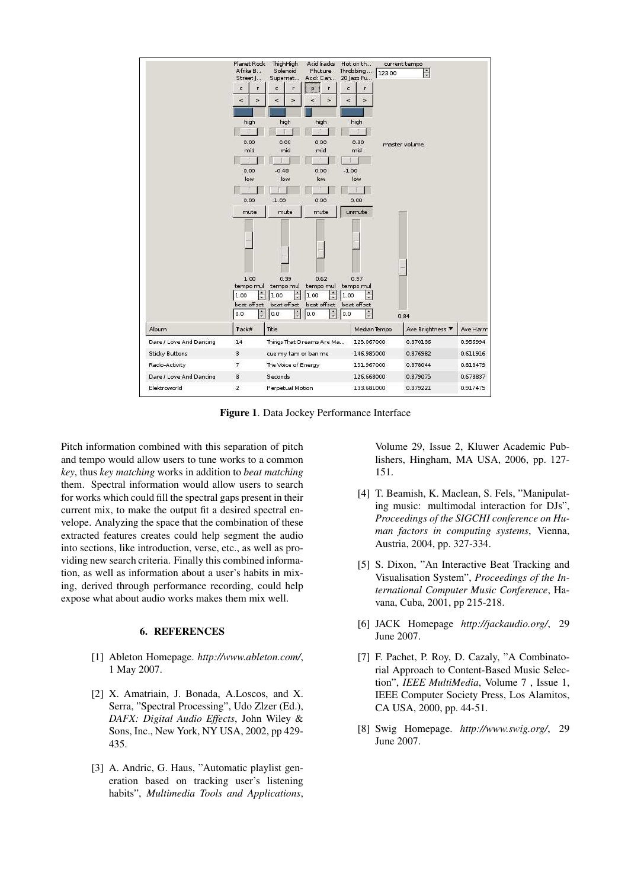Figure 1. Data Jockey Performance Interface

Pitch information combined with this separation of pitch and tempo would allow users to tune works to a common *key*, thus *key matching* works in addition to *beat matching* them. Spectral information would allow users to search for works which could fill the spectral gaps present in their current mix, to make the output fit a desired spectral envelope. Analyzing the space that the combination of these extracted features creates could help segment the audio into sections, like introduction, verse, etc., as well as providing new search criteria. Finally this combined information, as well as information about a user's habits in mixing, derived through performance recording, could help expose what about audio works makes them mix well.

## 6. REFERENCES

[1] Ableton Homepage. *http://www.ableton.com/*, 1 May 2007.

[2] X. Amatriain, J. Bonada, A.Loscos, and X. Serra, "Spectral Processing", Udo Zlzer (Ed.), *DAFX: Digital Audio Effects*, John Wiley & Sons, Inc., New York, NY USA, 2002, pp 429-435.

[3] A. Andric, G. Haus, "Automatic playlist generation based on tracking user's listening habits", *Multimedia Tools and Applications*, Volume 29, Issue 2, Kluwer Academic Publishers, Hingham, MA USA, 2006, pp. 127-151.

[4] T. Beamish, K. Maclean, S. Fels, "Manipulating music: multimodal interaction for DJs", *Proceedings of the SIGCHI conference on Human factors in computing systems*, Vienna, Austria, 2004, pp. 327-334.

[5] S. Dixon, "An Interactive Beat Tracking and Visualisation System", *Proceedings of the International Computer Music Conference*, Havana, Cuba, 2001, pp 215-218.

[6] JACK Homepage *http://jackaudio.org/*, 29 June 2007.

[7] F. Pachet, P. Roy, D. Cazaly, "A Combinatorial Approach to Content-Based Music Selection", *IEEE MultiMedia*, Volume 7 , Issue 1, IEEE Computer Society Press, Los Alamitos, CA USA, 2000, pp. 44-51.

[8] Swig Homepage. *http://www.swig.org/*, 29 June 2007.